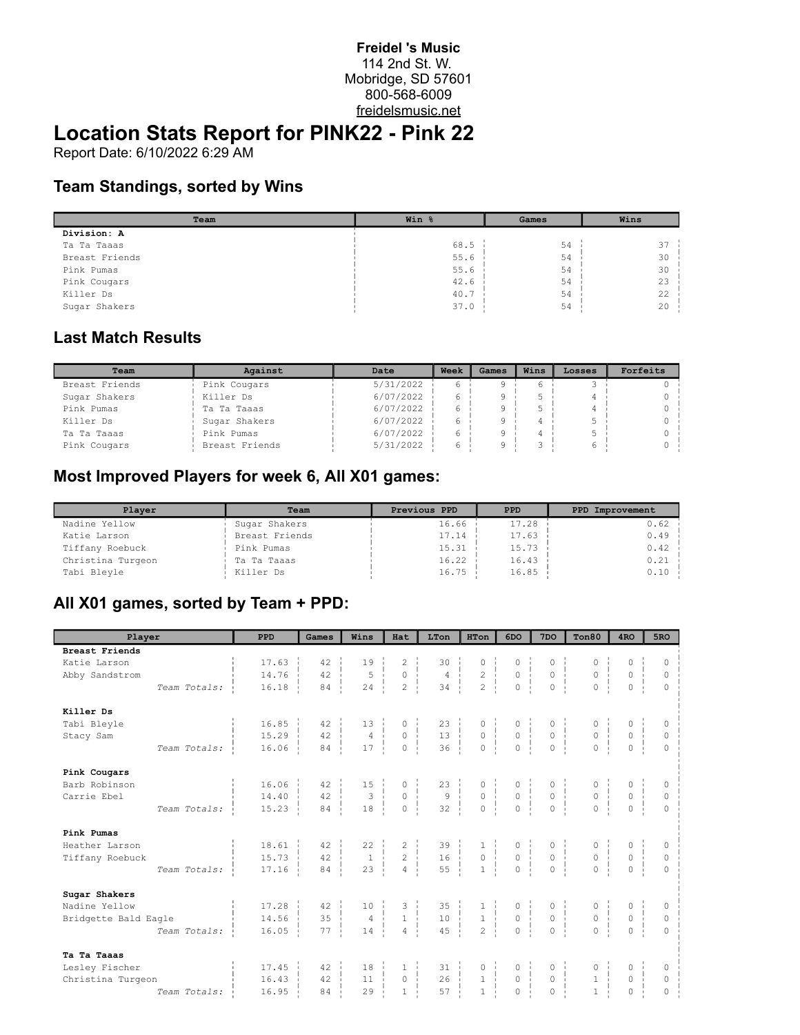**Freidel 's Music**
114 2nd St. W.
Mobridge, SD 57601
800-568-6009
freidelsmusic.net

# Location Stats Report for PINK22 - Pink 22

Report Date: 6/10/2022 6:29 AM

### Team Standings, sorted by Wins

| Team | Win % | Games | Wins |
|---|---|---|---|
| **Division: A** | | | |
| Ta Ta Taaas | 68.5 | 54 | 37 |
| Breast Friends | 55.6 | 54 | 30 |
| Pink Pumas | 55.6 | 54 | 30 |
| Pink Cougars | 42.6 | 54 | 23 |
| Killer Ds | 40.7 | 54 | 22 |
| Sugar Shakers | 37.0 | 54 | 20 |

### Last Match Results

| Team | Against | Date | Week | Games | Wins | Losses | Forfeits |
|---|---|---|---|---|---|---|---|
| Breast Friends | Pink Cougars | 5/31/2022 | 6 | 9 | 6 | 3 | 0 |
| Sugar Shakers | Killer Ds | 6/07/2022 | 6 | 9 | 5 | 4 | 0 |
| Pink Pumas | Ta Ta Taaas | 6/07/2022 | 6 | 9 | 5 | 4 | 0 |
| Killer Ds | Sugar Shakers | 6/07/2022 | 6 | 9 | 4 | 5 | 0 |
| Ta Ta Taaas | Pink Pumas | 6/07/2022 | 6 | 9 | 4 | 5 | 0 |
| Pink Cougars | Breast Friends | 5/31/2022 | 6 | 9 | 3 | 6 | 0 |

### Most Improved Players for week 6, All X01 games:

| Player | Team | Previous PPD | PPD | PPD Improvement |
|---|---|---|---|---|
| Nadine Yellow | Sugar Shakers | 16.66 | 17.28 | 0.62 |
| Katie Larson | Breast Friends | 17.14 | 17.63 | 0.49 |
| Tiffany Roebuck | Pink Pumas | 15.31 | 15.73 | 0.42 |
| Christina Turgeon | Ta Ta Taaas | 16.22 | 16.43 | 0.21 |
| Tabi Bleyle | Killer Ds | 16.75 | 16.85 | 0.10 |

### All X01 games, sorted by Team + PPD:

| Player | PPD | Games | Wins | Hat | LTon | HTon | 6DO | 7DO | Ton80 | 4RO | 5RO |
|---|---|---|---|---|---|---|---|---|---|---|---|
| **Breast Friends** | | | | | | | | | | | |
| Katie Larson | 17.63 | 42 | 19 | 2 | 30 | 0 | 0 | 0 | 0 | 0 | 0 |
| Abby Sandstrom | 14.76 | 42 | 5 | 0 | 4 | 2 | 0 | 0 | 0 | 0 | 0 |
| *Team Totals:* | 16.18 | 84 | 24 | 2 | 34 | 2 | 0 | 0 | 0 | 0 | 0 |
| **Killer Ds** | | | | | | | | | | | |
| Tabi Bleyle | 16.85 | 42 | 13 | 0 | 23 | 0 | 0 | 0 | 0 | 0 | 0 |
| Stacy Sam | 15.29 | 42 | 4 | 0 | 13 | 0 | 0 | 0 | 0 | 0 | 0 |
| *Team Totals:* | 16.06 | 84 | 17 | 0 | 36 | 0 | 0 | 0 | 0 | 0 | 0 |
| **Pink Cougars** | | | | | | | | | | | |
| Barb Robinson | 16.06 | 42 | 15 | 0 | 23 | 0 | 0 | 0 | 0 | 0 | 0 |
| Carrie Ebel | 14.40 | 42 | 3 | 0 | 9 | 0 | 0 | 0 | 0 | 0 | 0 |
| *Team Totals:* | 15.23 | 84 | 18 | 0 | 32 | 0 | 0 | 0 | 0 | 0 | 0 |
| **Pink Pumas** | | | | | | | | | | | |
| Heather Larson | 18.61 | 42 | 22 | 2 | 39 | 1 | 0 | 0 | 0 | 0 | 0 |
| Tiffany Roebuck | 15.73 | 42 | 1 | 2 | 16 | 0 | 0 | 0 | 0 | 0 | 0 |
| *Team Totals:* | 17.16 | 84 | 23 | 4 | 55 | 1 | 0 | 0 | 0 | 0 | 0 |
| **Sugar Shakers** | | | | | | | | | | | |
| Nadine Yellow | 17.28 | 42 | 10 | 3 | 35 | 1 | 0 | 0 | 0 | 0 | 0 |
| Bridgette Bald Eagle | 14.56 | 35 | 4 | 1 | 10 | 1 | 0 | 0 | 0 | 0 | 0 |
| *Team Totals:* | 16.05 | 77 | 14 | 4 | 45 | 2 | 0 | 0 | 0 | 0 | 0 |
| **Ta Ta Taaas** | | | | | | | | | | | |
| Lesley Fischer | 17.45 | 42 | 18 | 1 | 31 | 0 | 0 | 0 | 0 | 0 | 0 |
| Christina Turgeon | 16.43 | 42 | 11 | 0 | 26 | 1 | 0 | 0 | 1 | 0 | 0 |
| *Team Totals:* | 16.95 | 84 | 29 | 1 | 57 | 1 | 0 | 0 | 1 | 0 | 0 |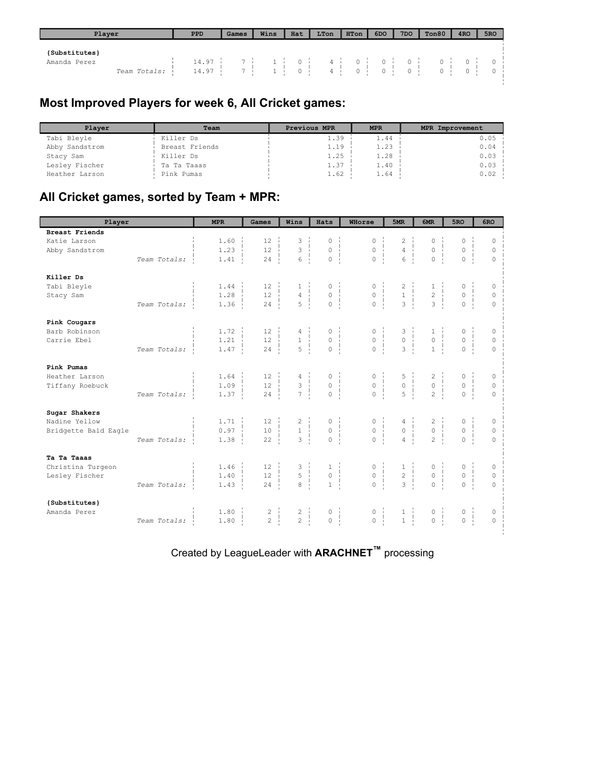| Player | | PPD | Games | Wins | Hat | LTon | HTon | 6DO | 7DO | Ton80 | 4RO | 5RO |
|---|---|---|---|---|---|---|---|---|---|---|---|---|
| **{Substitutes}** | | | | | | | | | | | | |
| Amanda Perez | | 14.97 | 7 | 1 | 0 | 4 | 0 | 0 | 0 | 0 | 0 | 0 |
| | *Team Totals:* | 14.97 | 7 | 1 | 0 | 4 | 0 | 0 | 0 | 0 | 0 | 0 |

## Most Improved Players for week 6, All Cricket games:

| Player | Team | Previous MPR | MPR | MPR Improvement |
|---|---|---|---|---|
| Tabi Bleyle | Killer Ds | 1.39 | 1.44 | 0.05 |
| Abby Sandstrom | Breast Friends | 1.19 | 1.23 | 0.04 |
| Stacy Sam | Killer Ds | 1.25 | 1.28 | 0.03 |
| Lesley Fischer | Ta Ta Taaas | 1.37 | 1.40 | 0.03 |
| Heather Larson | Pink Pumas | 1.62 | 1.64 | 0.02 |

## All Cricket games, sorted by Team + MPR:

| Player | | MPR | Games | Wins | Hats | WHorse | 5MR | 6MR | 5RO | 6RO |
|---|---|---|---|---|---|---|---|---|---|---|
| **Breast Friends** | | | | | | | | | | |
| Katie Larson | | 1.60 | 12 | 3 | 0 | 0 | 2 | 0 | 0 | 0 |
| Abby Sandstrom | | 1.23 | 12 | 3 | 0 | 0 | 4 | 0 | 0 | 0 |
| | *Team Totals:* | 1.41 | 24 | 6 | 0 | 0 | 6 | 0 | 0 | 0 |
| **Killer Ds** | | | | | | | | | | |
| Tabi Bleyle | | 1.44 | 12 | 1 | 0 | 0 | 2 | 1 | 0 | 0 |
| Stacy Sam | | 1.28 | 12 | 4 | 0 | 0 | 1 | 2 | 0 | 0 |
| | *Team Totals:* | 1.36 | 24 | 5 | 0 | 0 | 3 | 3 | 0 | 0 |
| **Pink Cougars** | | | | | | | | | | |
| Barb Robinson | | 1.72 | 12 | 4 | 0 | 0 | 3 | 1 | 0 | 0 |
| Carrie Ebel | | 1.21 | 12 | 1 | 0 | 0 | 0 | 0 | 0 | 0 |
| | *Team Totals:* | 1.47 | 24 | 5 | 0 | 0 | 3 | 1 | 0 | 0 |
| **Pink Pumas** | | | | | | | | | | |
| Heather Larson | | 1.64 | 12 | 4 | 0 | 0 | 5 | 2 | 0 | 0 |
| Tiffany Roebuck | | 1.09 | 12 | 3 | 0 | 0 | 0 | 0 | 0 | 0 |
| | *Team Totals:* | 1.37 | 24 | 7 | 0 | 0 | 5 | 2 | 0 | 0 |
| **Sugar Shakers** | | | | | | | | | | |
| Nadine Yellow | | 1.71 | 12 | 2 | 0 | 0 | 4 | 2 | 0 | 0 |
| Bridgette Bald Eagle | | 0.97 | 10 | 1 | 0 | 0 | 0 | 0 | 0 | 0 |
| | *Team Totals:* | 1.38 | 22 | 3 | 0 | 0 | 4 | 2 | 0 | 0 |
| **Ta Ta Taaas** | | | | | | | | | | |
| Christina Turgeon | | 1.46 | 12 | 3 | 1 | 0 | 1 | 0 | 0 | 0 |
| Lesley Fischer | | 1.40 | 12 | 5 | 0 | 0 | 2 | 0 | 0 | 0 |
| | *Team Totals:* | 1.43 | 24 | 8 | 1 | 0 | 3 | 0 | 0 | 0 |
| **{Substitutes}** | | | | | | | | | | |
| Amanda Perez | | 1.80 | 2 | 2 | 0 | 0 | 1 | 0 | 0 | 0 |
| | *Team Totals:* | 1.80 | 2 | 2 | 0 | 0 | 1 | 0 | 0 | 0 |

Created by LeagueLeader with **ARACHNET™** processing